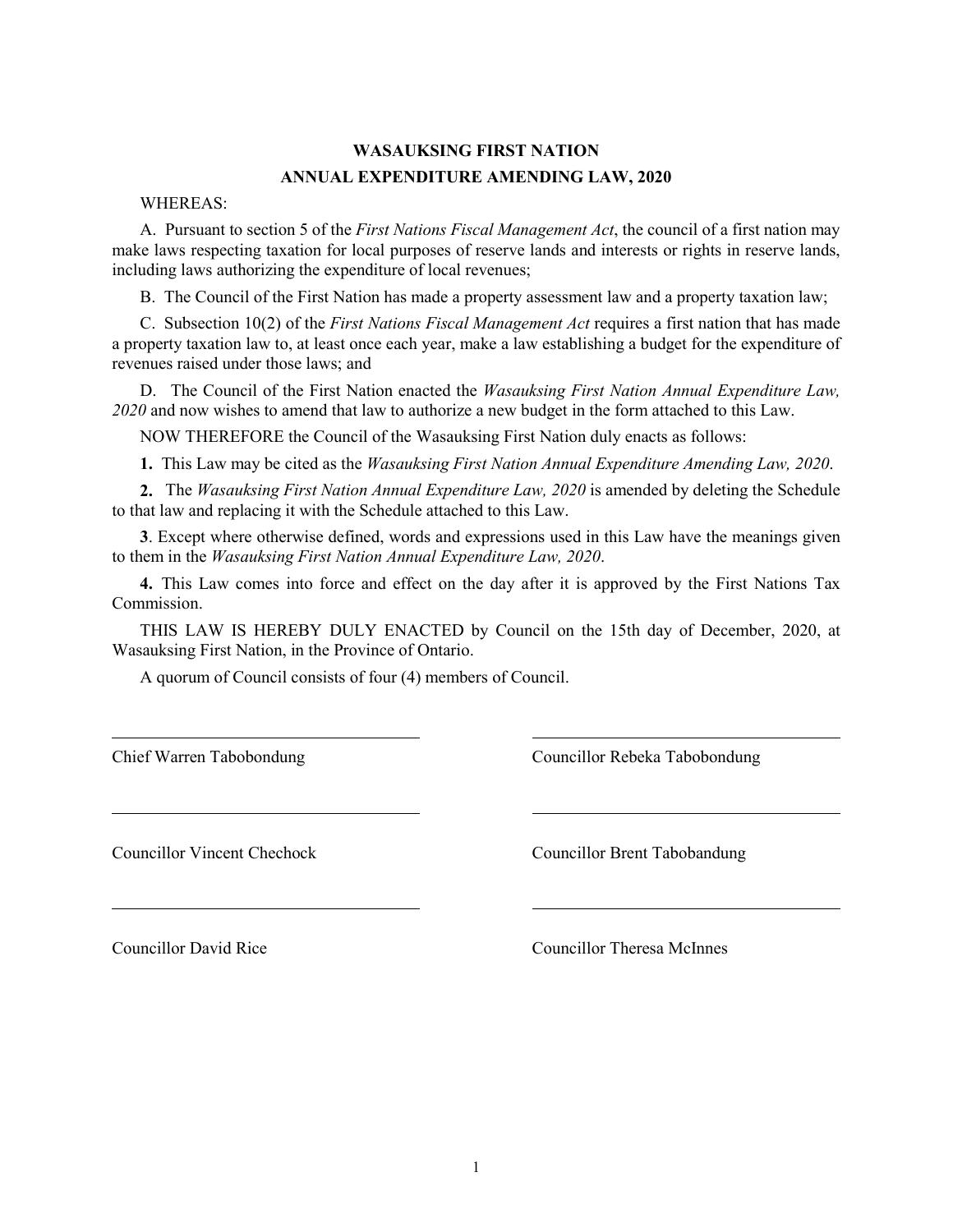# WASAUKSING FIRST NATION
## ANNUAL EXPENDITURE AMENDING LAW, 2020

WHEREAS:

A. Pursuant to section 5 of the *First Nations Fiscal Management Act*, the council of a first nation may make laws respecting taxation for local purposes of reserve lands and interests or rights in reserve lands, including laws authorizing the expenditure of local revenues;

B. The Council of the First Nation has made a property assessment law and a property taxation law;

C. Subsection 10(2) of the *First Nations Fiscal Management Act* requires a first nation that has made a property taxation law to, at least once each year, make a law establishing a budget for the expenditure of revenues raised under those laws; and

D. The Council of the First Nation enacted the *Wasauksing First Nation Annual Expenditure Law, 2020* and now wishes to amend that law to authorize a new budget in the form attached to this Law.

NOW THEREFORE the Council of the Wasauksing First Nation duly enacts as follows:

**1.** This Law may be cited as the *Wasauksing First Nation Annual Expenditure Amending Law, 2020*.

**2.** The *Wasauksing First Nation Annual Expenditure Law, 2020* is amended by deleting the Schedule to that law and replacing it with the Schedule attached to this Law.

**3**. Except where otherwise defined, words and expressions used in this Law have the meanings given to them in the *Wasauksing First Nation Annual Expenditure Law, 2020*.

**4.** This Law comes into force and effect on the day after it is approved by the First Nations Tax Commission.

THIS LAW IS HEREBY DULY ENACTED by Council on the 15th day of December, 2020, at Wasauksing First Nation, in the Province of Ontario.

A quorum of Council consists of four (4) members of Council.

| | |
|---|---|
| Chief Warren Tabobondung | Councillor Rebeka Tabobondung |
| Councillor Vincent Chechock | Councillor Brent Tabobandung |
| Councillor David Rice | Councillor Theresa McInnes |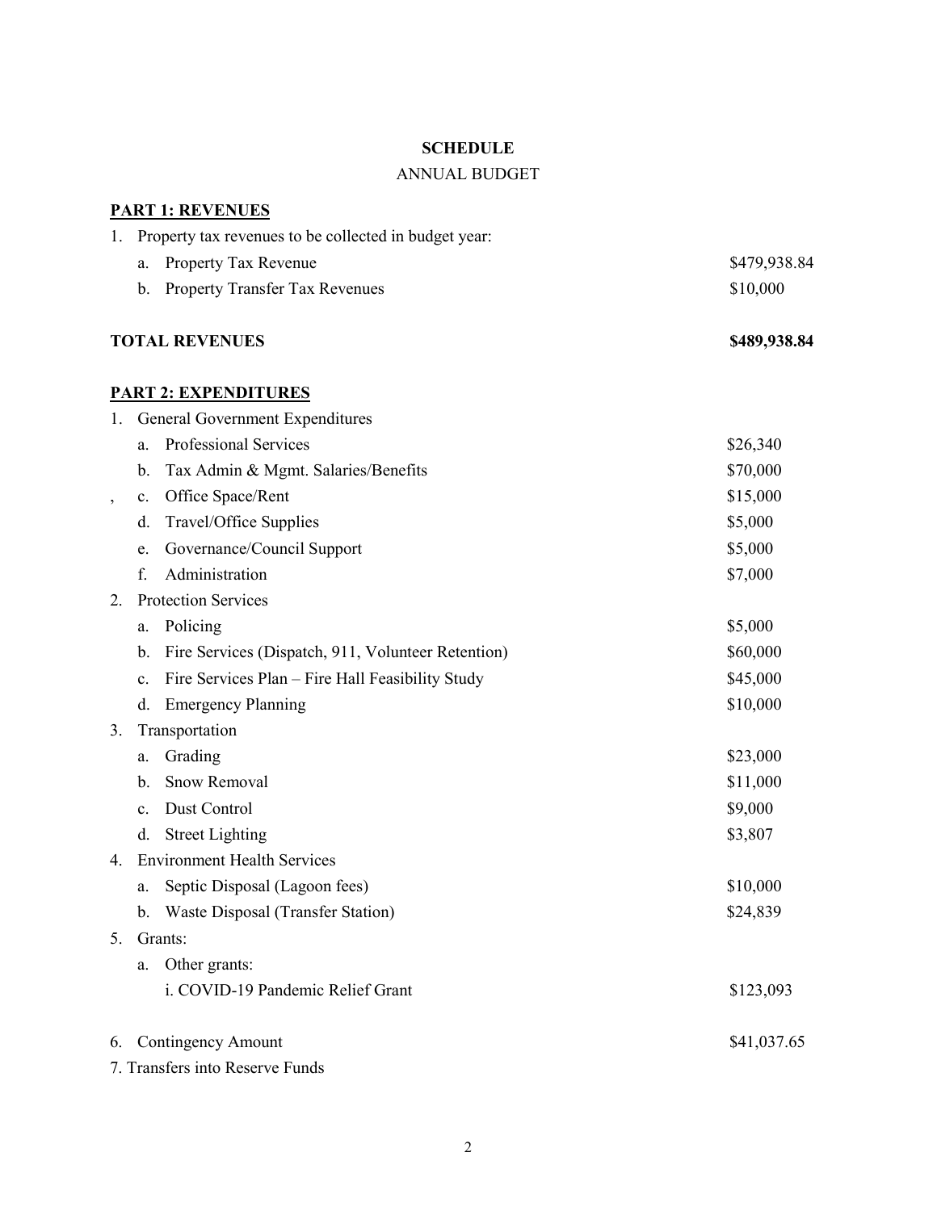**SCHEDULE**

ANNUAL BUDGET

**PART 1: REVENUES**

1. Property tax revenues to be collected in budget year:

| | |
|---|---|
| a. Property Tax Revenue | $479,938.84 |
| b. Property Transfer Tax Revenues | $10,000 |
| **TOTAL REVENUES** | **$489,938.84** |

**PART 2: EXPENDITURES**

| | |
|---|---|
| 1. General Government Expenditures | |
| a. Professional Services | $26,340 |
| b. Tax Admin & Mgmt. Salaries/Benefits | $70,000 |
| c. Office Space/Rent | $15,000 |
| d. Travel/Office Supplies | $5,000 |
| e. Governance/Council Support | $5,000 |
| f. Administration | $7,000 |
| 2. Protection Services | |
| a. Policing | $5,000 |
| b. Fire Services (Dispatch, 911, Volunteer Retention) | $60,000 |
| c. Fire Services Plan – Fire Hall Feasibility Study | $45,000 |
| d. Emergency Planning | $10,000 |
| 3. Transportation | |
| a. Grading | $23,000 |
| b. Snow Removal | $11,000 |
| c. Dust Control | $9,000 |
| d. Street Lighting | $3,807 |
| 4. Environment Health Services | |
| a. Septic Disposal (Lagoon fees) | $10,000 |
| b. Waste Disposal (Transfer Station) | $24,839 |
| 5. Grants: | |
| a. Other grants: | |
| i. COVID-19 Pandemic Relief Grant | $123,093 |
| 6. Contingency Amount | $41,037.65 |
| 7. Transfers into Reserve Funds | |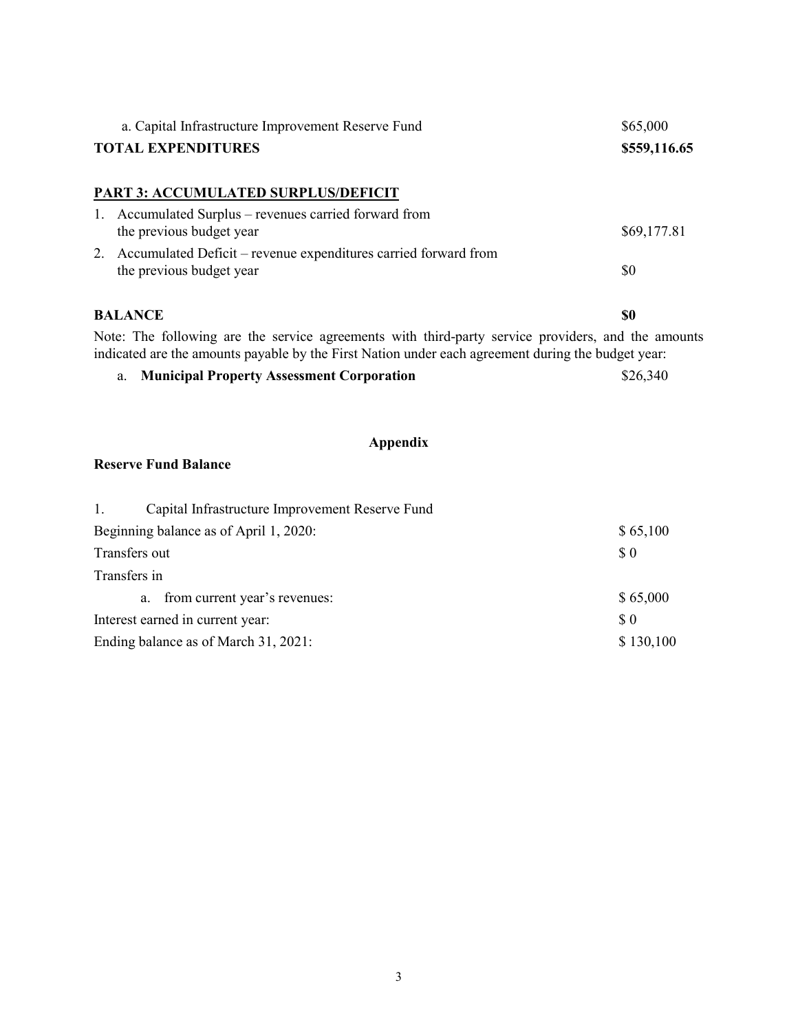| | |
|---|---|
| a. Capital Infrastructure Improvement Reserve Fund | $65,000 |
| **TOTAL EXPENDITURES** | **$559,116.65** |

**PART 3: ACCUMULATED SURPLUS/DEFICIT**

| | |
|---|---|
| 1. Accumulated Surplus – revenues carried forward from the previous budget year | $69,177.81 |
| 2. Accumulated Deficit – revenue expenditures carried forward from the previous budget year | $0 |

| | |
|---|---|
| **BALANCE** | **$0** |

Note: The following are the service agreements with third-party service providers, and the amounts indicated are the amounts payable by the First Nation under each agreement during the budget year:

| | |
|---|---|
| a. **Municipal Property Assessment Corporation** | $26,340 |

**Appendix**

**Reserve Fund Balance**

| | |
|---|---|
| 1. Capital Infrastructure Improvement Reserve Fund | |
| Beginning balance as of April 1, 2020: | $ 65,100 |
| Transfers out | $ 0 |
| Transfers in | |
| a. from current year's revenues: | $ 65,000 |
| Interest earned in current year: | $ 0 |
| Ending balance as of March 31, 2021: | $ 130,100 |